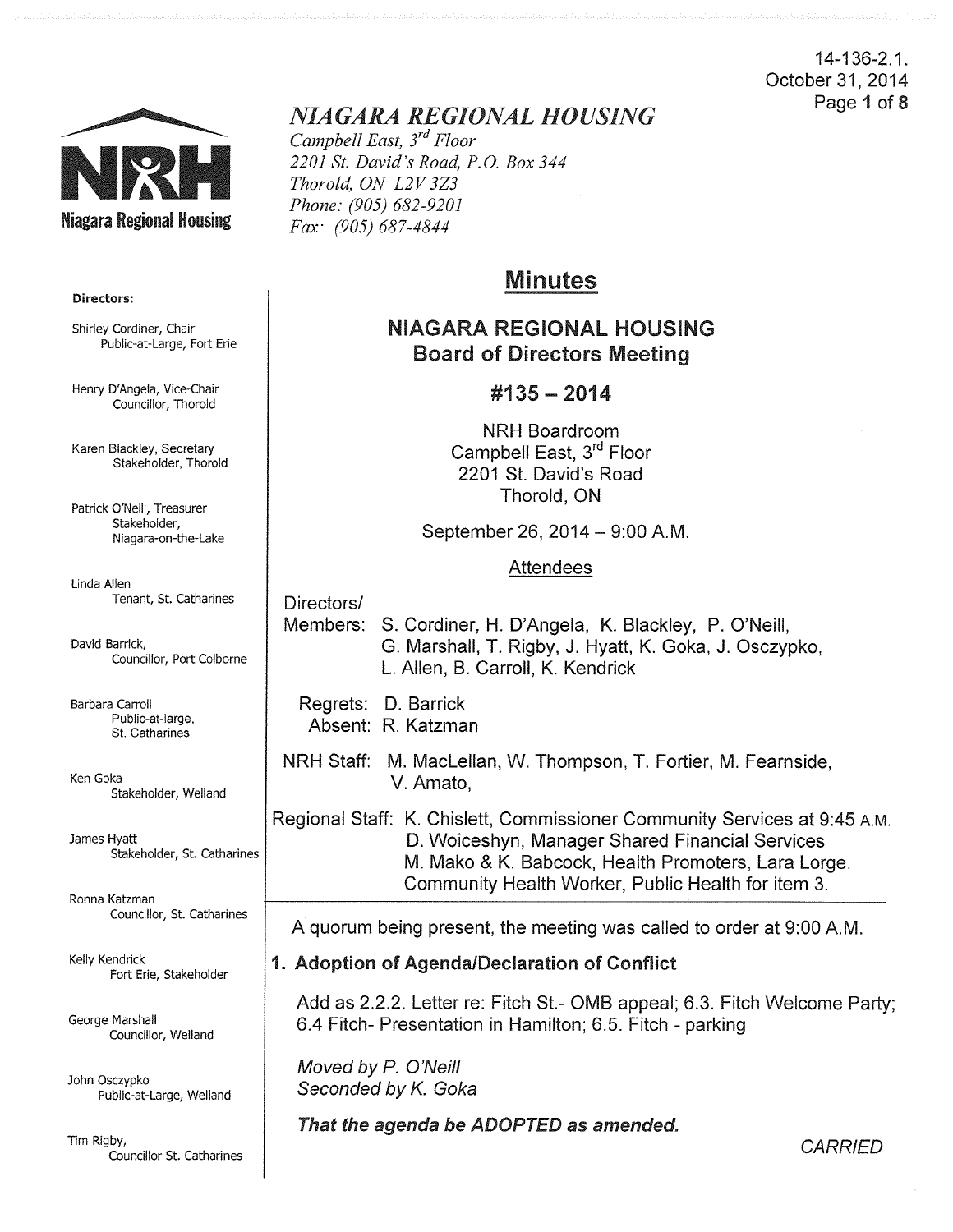14-136-2.1.
October 31, 2014

# *NIAGARA REGIONAL HOUSING*

*Campbell East, 3rd Floor*
*2201 St. David's Road, P.O. Box 344*
*Thorold, ON L2V 3Z3*
*Phone: (905) 682-9201*
*Fax: (905) 687-4844*

**Directors:**

Shirley Cordiner, Chair
Public-at-Large, Fort Erie

Henry D'Angela, Vice-Chair
Councillor, Thorold

Karen Blackley, Secretary
Stakeholder, Thorold

Patrick O'Neill, Treasurer
Stakeholder, Niagara-on-the-Lake

Linda Allen
Tenant, St. Catharines

David Barrick,
Councillor, Port Colborne

Barbara Carroll
Public-at-large, St. Catharines

Ken Goka
Stakeholder, Welland

James Hyatt
Stakeholder, St. Catharines

Ronna Katzman
Councillor, St. Catharines

Kelly Kendrick
Fort Erie, Stakeholder

George Marshall
Councillor, Welland

John Osczypko
Public-at-Large, Welland

Tim Rigby,
Councillor St. Catharines

## Minutes

## NIAGARA REGIONAL HOUSING Board of Directors Meeting

## #135 – 2014

NRH Boardroom
Campbell East, 3rd Floor
2201 St. David's Road
Thorold, ON

September 26, 2014 – 9:00 A.M.

### Attendees

Directors/
Members: S. Cordiner, H. D'Angela, K. Blackley, P. O'Neill, G. Marshall, T. Rigby, J. Hyatt, K. Goka, J. Osczypko, L. Allen, B. Carroll, K. Kendrick

Regrets: D. Barrick
Absent: R. Katzman

NRH Staff: M. MacLellan, W. Thompson, T. Fortier, M. Fearnside, V. Amato,

Regional Staff: K. Chislett, Commissioner Community Services at 9:45 A.M.
D. Woiceshyn, Manager Shared Financial Services
M. Mako & K. Babcock, Health Promoters, Lara Lorge, Community Health Worker, Public Health for item 3.

A quorum being present, the meeting was called to order at 9:00 A.M.

### 1. Adoption of Agenda/Declaration of Conflict

Add as 2.2.2. Letter re: Fitch St.- OMB appeal; 6.3. Fitch Welcome Party; 6.4 Fitch- Presentation in Hamilton; 6.5. Fitch - parking

*Moved by P. O'Neill*
*Seconded by K. Goka*

***That the agenda be ADOPTED as amended.***

*CARRIED*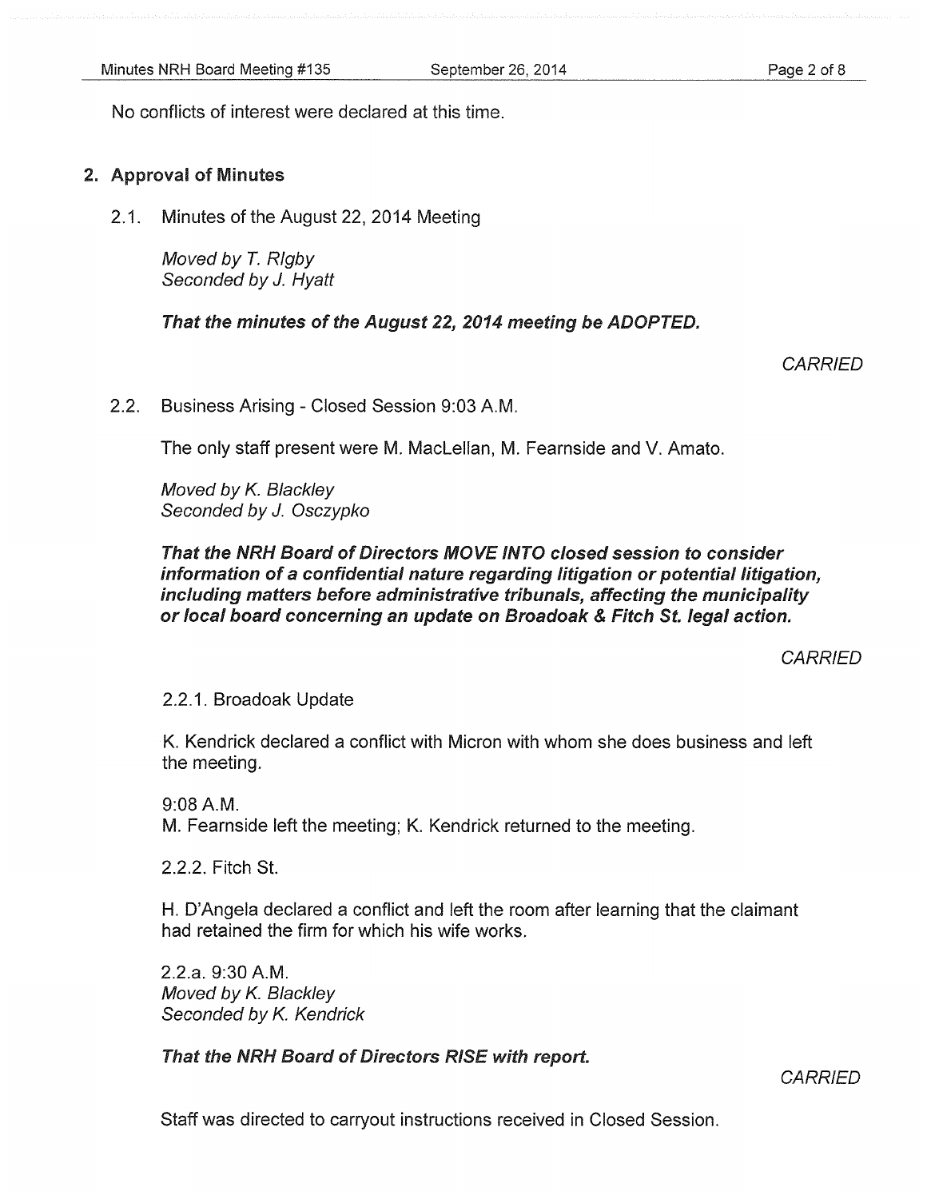No conflicts of interest were declared at this time.

## 2. Approval of Minutes

2.1. Minutes of the August 22, 2014 Meeting

*Moved by T. RIgby*
*Seconded by J. Hyatt*

***That the minutes of the August 22, 2014 meeting be ADOPTED.***

*CARRIED*

2.2. Business Arising - Closed Session 9:03 A.M.

The only staff present were M. MacLellan, M. Fearnside and V. Amato.

*Moved by K. Blackley*
*Seconded by J. Osczypko*

***That the NRH Board of Directors MOVE INTO closed session to consider information of a confidential nature regarding litigation or potential litigation, including matters before administrative tribunals, affecting the municipality or local board concerning an update on Broadoak & Fitch St. legal action.***

*CARRIED*

2.2.1. Broadoak Update

K. Kendrick declared a conflict with Micron with whom she does business and left the meeting.

9:08 A.M.
M. Fearnside left the meeting; K. Kendrick returned to the meeting.

2.2.2. Fitch St.

H. D'Angela declared a conflict and left the room after learning that the claimant had retained the firm for which his wife works.

2.2.a. 9:30 A.M.
*Moved by K. Blackley*
*Seconded by K. Kendrick*

***That the NRH Board of Directors RISE with report.***

*CARRIED*

Staff was directed to carryout instructions received in Closed Session.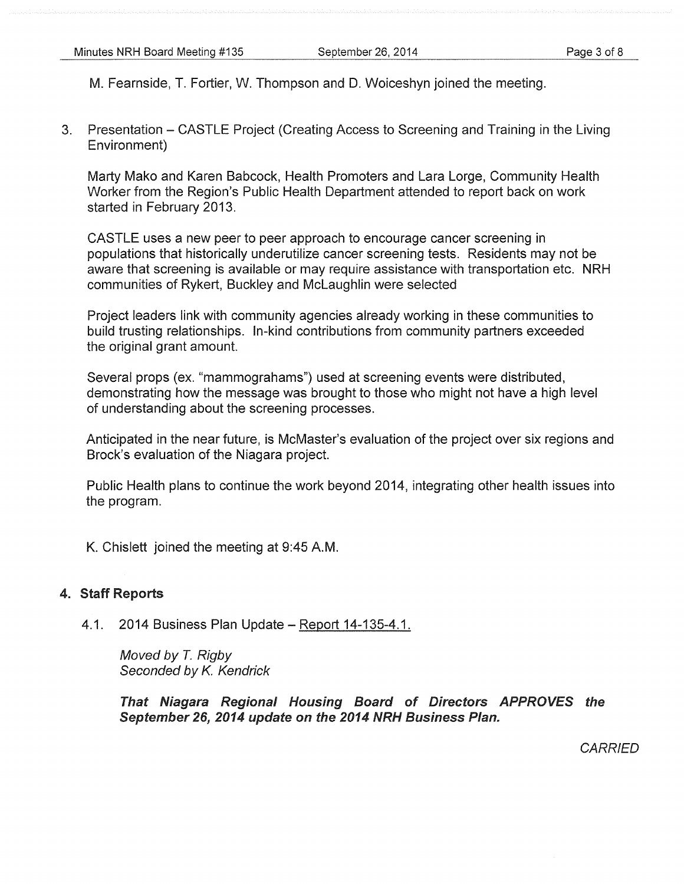M. Fearnside, T. Fortier, W. Thompson and D. Woiceshyn joined the meeting.

3. Presentation – CASTLE Project (Creating Access to Screening and Training in the Living Environment)

   Marty Mako and Karen Babcock, Health Promoters and Lara Lorge, Community Health Worker from the Region's Public Health Department attended to report back on work started in February 2013.

   CASTLE uses a new peer to peer approach to encourage cancer screening in populations that historically underutilize cancer screening tests. Residents may not be aware that screening is available or may require assistance with transportation etc. NRH communities of Rykert, Buckley and McLaughlin were selected

   Project leaders link with community agencies already working in these communities to build trusting relationships. In-kind contributions from community partners exceeded the original grant amount.

   Several props (ex. "mammograhams") used at screening events were distributed, demonstrating how the message was brought to those who might not have a high level of understanding about the screening processes.

   Anticipated in the near future, is McMaster's evaluation of the project over six regions and Brock's evaluation of the Niagara project.

   Public Health plans to continue the work beyond 2014, integrating other health issues into the program.

K. Chislett joined the meeting at 9:45 A.M.

## 4. Staff Reports

4.1. 2014 Business Plan Update – Report 14-135-4.1.

*Moved by T. Rigby*
*Seconded by K. Kendrick*

***That Niagara Regional Housing Board of Directors APPROVES the September 26, 2014 update on the 2014 NRH Business Plan.***

*CARRIED*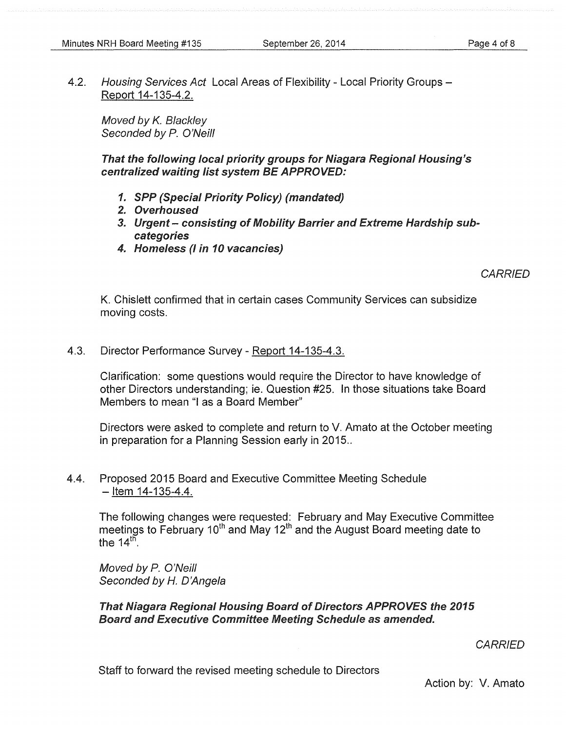4.2. *Housing Services Act* Local Areas of Flexibility - Local Priority Groups – Report 14-135-4.2.

*Moved by K. Blackley*
*Seconded by P. O'Neill*

***That the following local priority groups for Niagara Regional Housing's centralized waiting list system BE APPROVED:***

1. ***SPP (Special Priority Policy) (mandated)***
2. ***Overhoused***
3. ***Urgent – consisting of Mobility Barrier and Extreme Hardship sub-categories***
4. ***Homeless (I in 10 vacancies)***

*CARRIED*

K. Chislett confirmed that in certain cases Community Services can subsidize moving costs.

4.3. Director Performance Survey - Report 14-135-4.3.

Clarification: some questions would require the Director to have knowledge of other Directors understanding; ie. Question #25. In those situations take Board Members to mean "I as a Board Member"

Directors were asked to complete and return to V. Amato at the October meeting in preparation for a Planning Session early in 2015..

4.4. Proposed 2015 Board and Executive Committee Meeting Schedule – Item 14-135-4.4.

The following changes were requested: February and May Executive Committee meetings to February 10th and May 12th and the August Board meeting date to the 14th.

*Moved by P. O'Neill*
*Seconded by H. D'Angela*

***That Niagara Regional Housing Board of Directors APPROVES the 2015 Board and Executive Committee Meeting Schedule as amended.***

*CARRIED*

Staff to forward the revised meeting schedule to Directors

Action by: V. Amato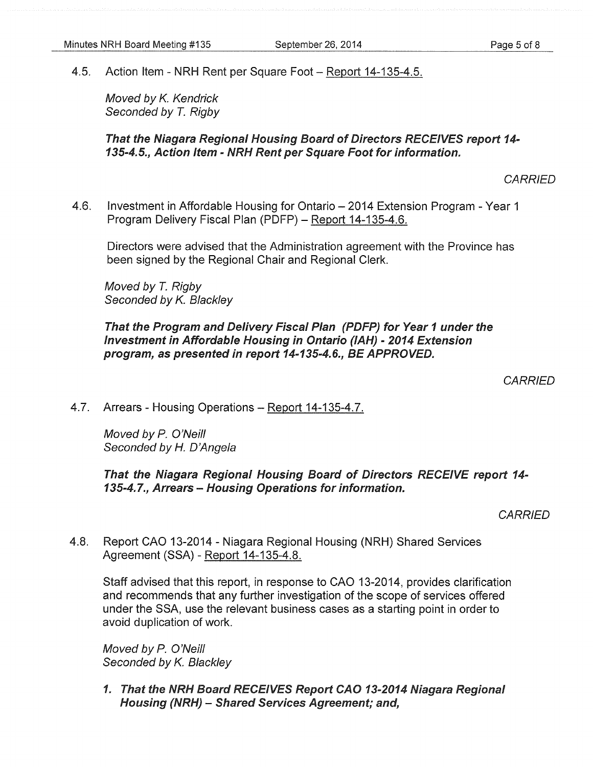4.5. Action Item - NRH Rent per Square Foot – Report 14-135-4.5.

*Moved by K. Kendrick*
*Seconded by T. Rigby*

***That the Niagara Regional Housing Board of Directors RECEIVES report 14-135-4.5., Action Item - NRH Rent per Square Foot for information.***

*CARRIED*

4.6. Investment in Affordable Housing for Ontario – 2014 Extension Program - Year 1 Program Delivery Fiscal Plan (PDFP) – Report 14-135-4.6.

Directors were advised that the Administration agreement with the Province has been signed by the Regional Chair and Regional Clerk.

*Moved by T. Rigby*
*Seconded by K. Blackley*

***That the Program and Delivery Fiscal Plan (PDFP) for Year 1 under the Investment in Affordable Housing in Ontario (IAH) - 2014 Extension program, as presented in report 14-135-4.6., BE APPROVED.***

*CARRIED*

4.7. Arrears - Housing Operations – Report 14-135-4.7.

*Moved by P. O'Neill*
*Seconded by H. D'Angela*

***That the Niagara Regional Housing Board of Directors RECEIVE report 14-135-4.7., Arrears – Housing Operations for information.***

*CARRIED*

4.8. Report CAO 13-2014 - Niagara Regional Housing (NRH) Shared Services Agreement (SSA) - Report 14-135-4.8.

Staff advised that this report, in response to CAO 13-2014, provides clarification and recommends that any further investigation of the scope of services offered under the SSA, use the relevant business cases as a starting point in order to avoid duplication of work.

*Moved by P. O'Neill*
*Seconded by K. Blackley*

1. ***That the NRH Board RECEIVES Report CAO 13-2014 Niagara Regional Housing (NRH) – Shared Services Agreement; and,***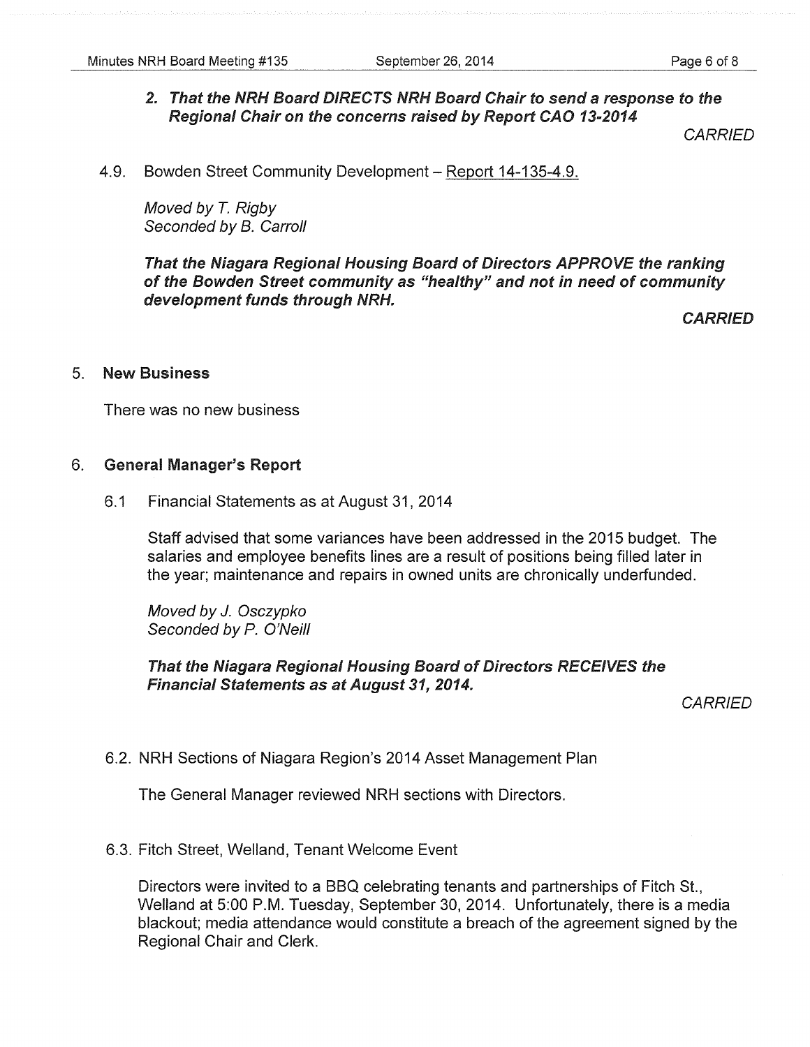**2. *That the NRH Board DIRECTS NRH Board Chair to send a response to the Regional Chair on the concerns raised by Report CAO 13-2014***

*CARRIED*

4.9. Bowden Street Community Development – Report 14-135-4.9.

*Moved by T. Rigby*
*Seconded by B. Carroll*

***That the Niagara Regional Housing Board of Directors APPROVE the ranking of the Bowden Street community as "healthy" and not in need of community development funds through NRH.***

***CARRIED***

## 5. New Business

There was no new business

## 6. General Manager's Report

6.1 Financial Statements as at August 31, 2014

Staff advised that some variances have been addressed in the 2015 budget. The salaries and employee benefits lines are a result of positions being filled later in the year; maintenance and repairs in owned units are chronically underfunded.

*Moved by J. Osczypko*
*Seconded by P. O'Neill*

***That the Niagara Regional Housing Board of Directors RECEIVES the Financial Statements as at August 31, 2014.***

*CARRIED*

6.2. NRH Sections of Niagara Region's 2014 Asset Management Plan

The General Manager reviewed NRH sections with Directors.

6.3. Fitch Street, Welland, Tenant Welcome Event

Directors were invited to a BBQ celebrating tenants and partnerships of Fitch St., Welland at 5:00 P.M. Tuesday, September 30, 2014. Unfortunately, there is a media blackout; media attendance would constitute a breach of the agreement signed by the Regional Chair and Clerk.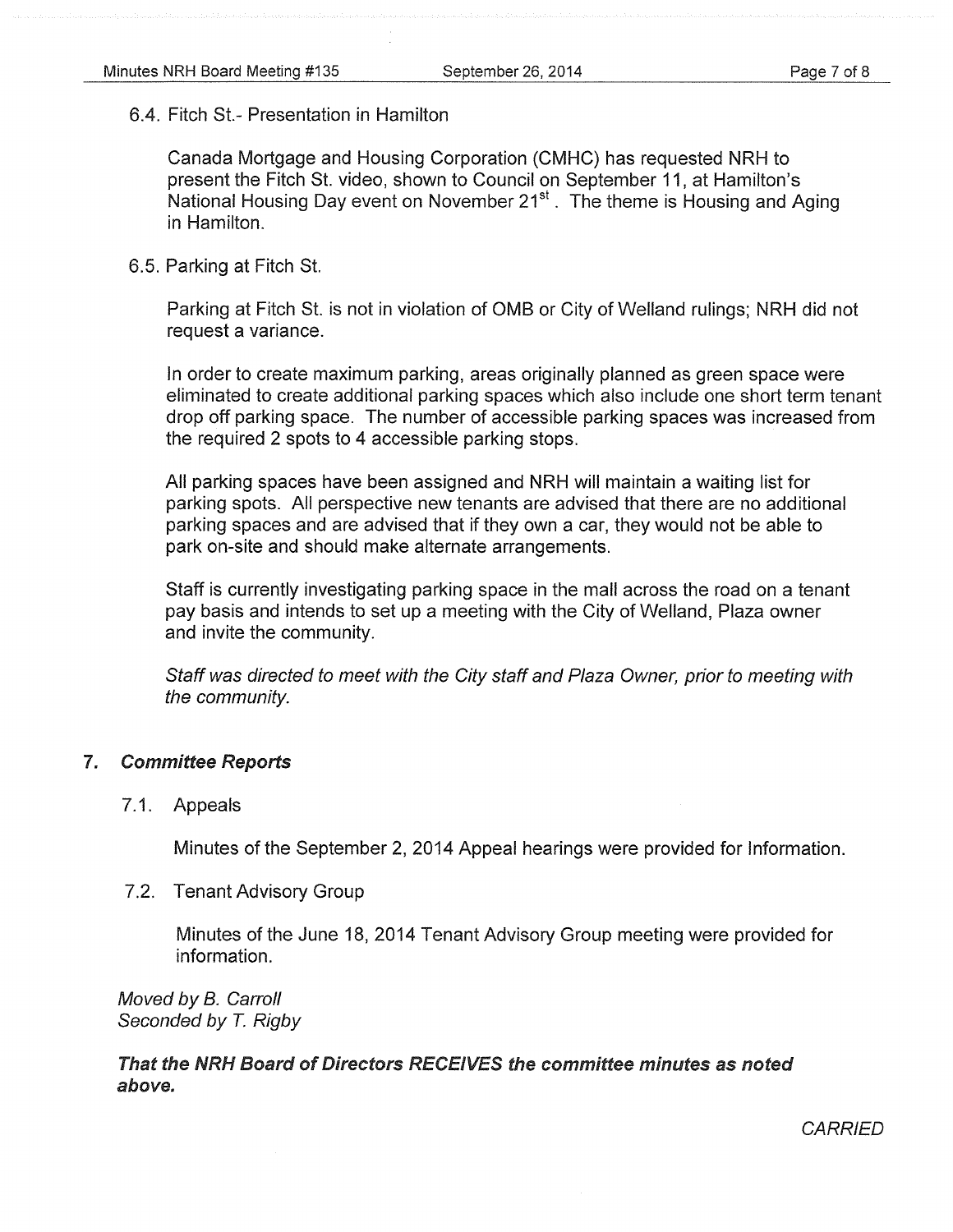6.4. Fitch St.- Presentation in Hamilton

Canada Mortgage and Housing Corporation (CMHC) has requested NRH to present the Fitch St. video, shown to Council on September 11, at Hamilton's National Housing Day event on November 21st. The theme is Housing and Aging in Hamilton.

6.5. Parking at Fitch St.

Parking at Fitch St. is not in violation of OMB or City of Welland rulings; NRH did not request a variance.

In order to create maximum parking, areas originally planned as green space were eliminated to create additional parking spaces which also include one short term tenant drop off parking space. The number of accessible parking spaces was increased from the required 2 spots to 4 accessible parking stops.

All parking spaces have been assigned and NRH will maintain a waiting list for parking spots. All perspective new tenants are advised that there are no additional parking spaces and are advised that if they own a car, they would not be able to park on-site and should make alternate arrangements.

Staff is currently investigating parking space in the mall across the road on a tenant pay basis and intends to set up a meeting with the City of Welland, Plaza owner and invite the community.

*Staff was directed to meet with the City staff and Plaza Owner, prior to meeting with the community.*

## 7. *Committee Reports*

7.1. Appeals

Minutes of the September 2, 2014 Appeal hearings were provided for Information.

7.2. Tenant Advisory Group

Minutes of the June 18, 2014 Tenant Advisory Group meeting were provided for information.

*Moved by B. Carroll*
*Seconded by T. Rigby*

***That the NRH Board of Directors RECEIVES the committee minutes as noted above.***

*CARRIED*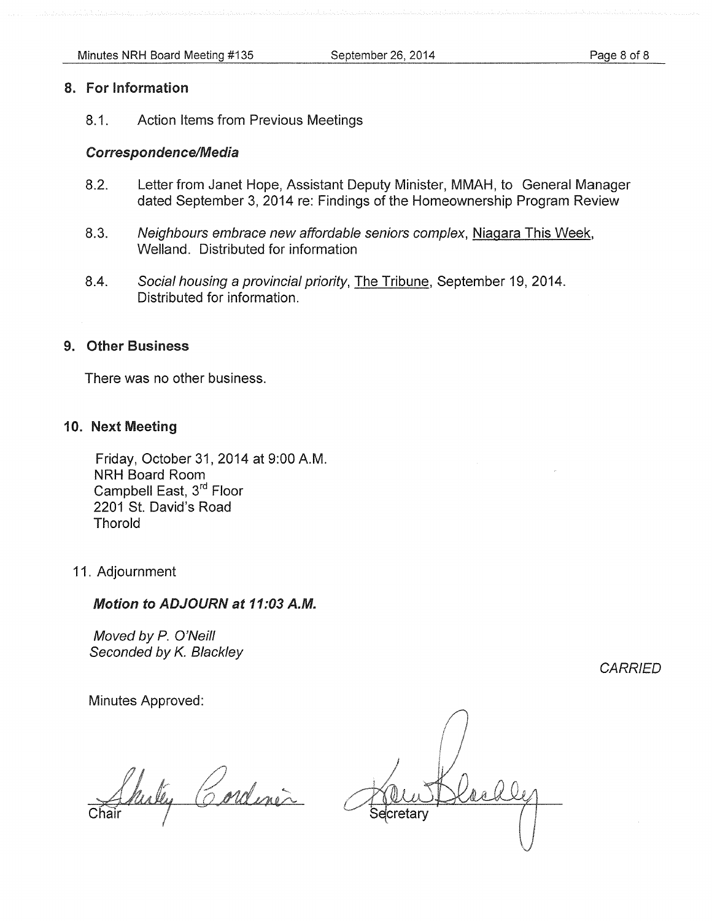## 8. For Information

8.1. Action Items from Previous Meetings

### *Correspondence/Media*

8.2. Letter from Janet Hope, Assistant Deputy Minister, MMAH, to General Manager dated September 3, 2014 re: Findings of the Homeownership Program Review

8.3. *Neighbours embrace new affordable seniors complex*, Niagara This Week, Welland. Distributed for information

8.4. *Social housing a provincial priority*, The Tribune, September 19, 2014. Distributed for information.

## 9. Other Business

There was no other business.

## 10. Next Meeting

Friday, October 31, 2014 at 9:00 A.M.
NRH Board Room
Campbell East, 3rd Floor
2201 St. David's Road
Thorold

11. Adjournment

***Motion to ADJOURN at 11:03 A.M.***

*Moved by P. O'Neill*
*Seconded by K. Blackley*

*CARRIED*

Minutes Approved:

Chair

Secretary